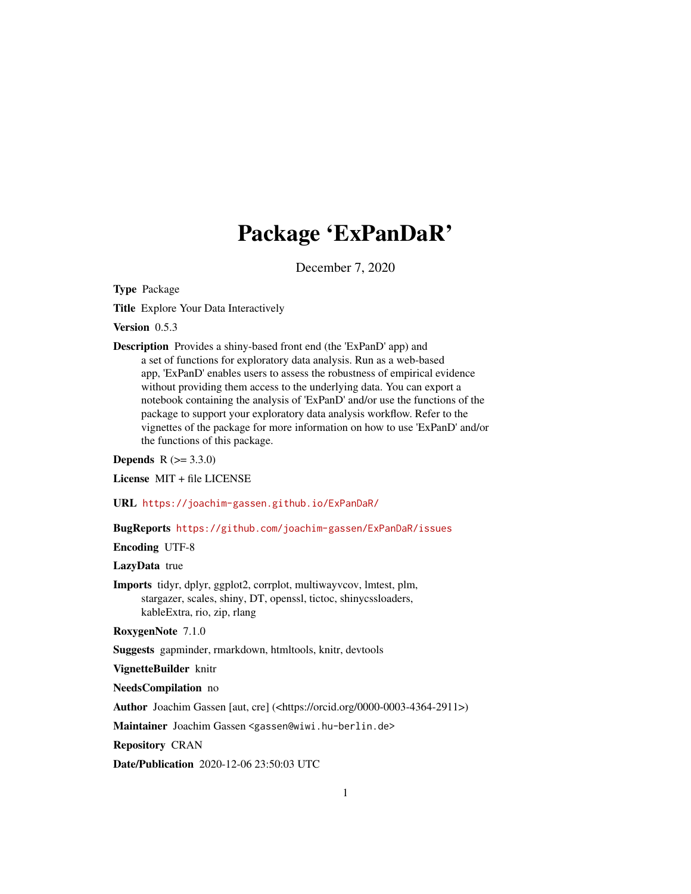# Package 'ExPanDaR'

December 7, 2020

**Type** Package

**Title** Explore Your Data Interactively

**Version** 0.5.3

**Description** Provides a shiny-based front end (the 'ExPanD' app) and a set of functions for exploratory data analysis. Run as a web-based app, 'ExPanD' enables users to assess the robustness of empirical evidence without providing them access to the underlying data. You can export a notebook containing the analysis of 'ExPanD' and/or use the functions of the package to support your exploratory data analysis workflow. Refer to the vignettes of the package for more information on how to use 'ExPanD' and/or the functions of this package.

**Depends** R (>= 3.3.0)

**License** MIT + file LICENSE

**URL** https://joachim-gassen.github.io/ExPanDaR/

**BugReports** https://github.com/joachim-gassen/ExPanDaR/issues

**Encoding** UTF-8

**LazyData** true

**Imports** tidyr, dplyr, ggplot2, corrplot, multiwayvcov, lmtest, plm, stargazer, scales, shiny, DT, openssl, tictoc, shinycssloaders, kableExtra, rio, zip, rlang

**RoxygenNote** 7.1.0

**Suggests** gapminder, rmarkdown, htmltools, knitr, devtools

**VignetteBuilder** knitr

**NeedsCompilation** no

**Author** Joachim Gassen [aut, cre] (<https://orcid.org/0000-0003-4364-2911>)

**Maintainer** Joachim Gassen <gassen@wiwi.hu-berlin.de>

**Repository** CRAN

**Date/Publication** 2020-12-06 23:50:03 UTC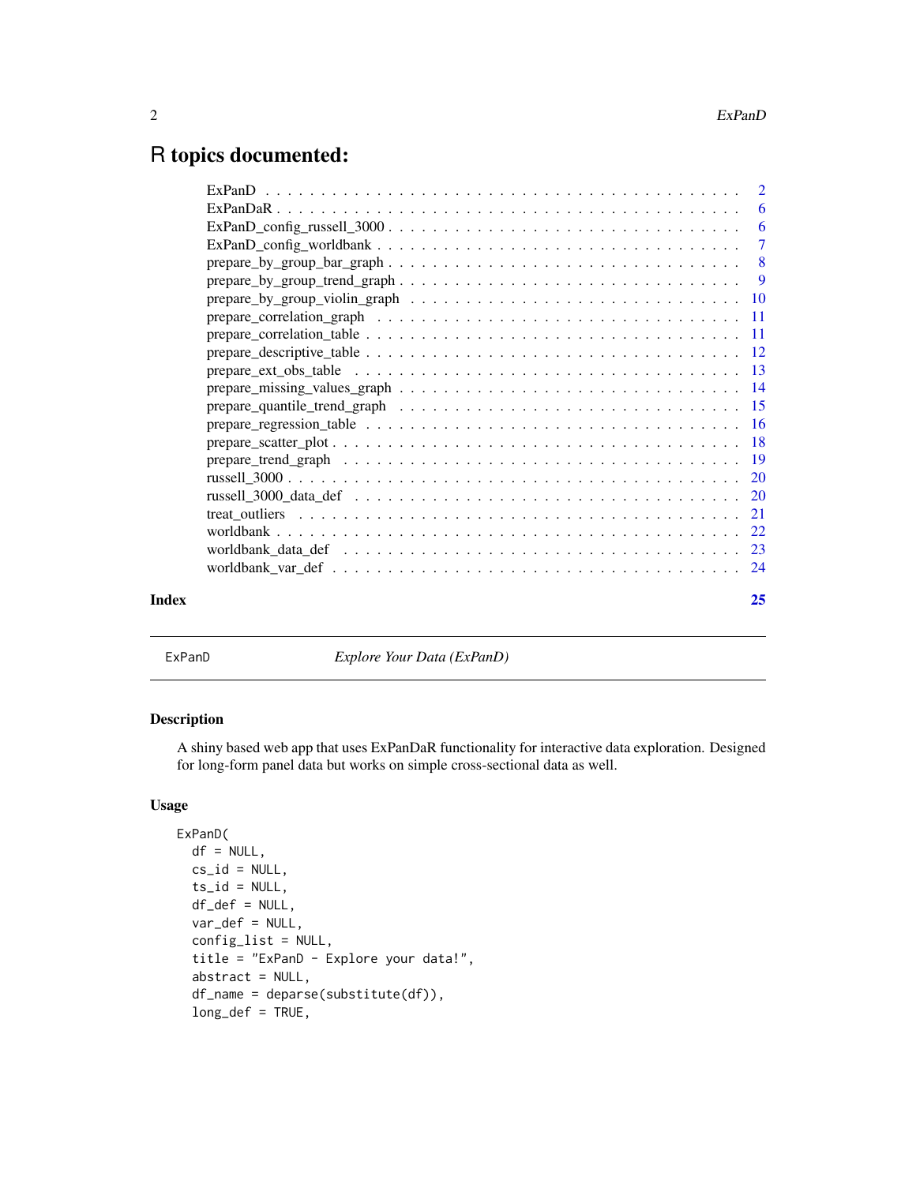# R topics documented:

- ExPanD . . . 2
- ExPanDaR . . . 6
- ExPanD_config_russell_3000 . . . 6
- ExPanD_config_worldbank . . . 7
- prepare_by_group_bar_graph . . . 8
- prepare_by_group_trend_graph . . . 9
- prepare_by_group_violin_graph . . . 10
- prepare_correlation_graph . . . 11
- prepare_correlation_table . . . 11
- prepare_descriptive_table . . . 12
- prepare_ext_obs_table . . . 13
- prepare_missing_values_graph . . . 14
- prepare_quantile_trend_graph . . . 15
- prepare_regression_table . . . 16
- prepare_scatter_plot . . . 18
- prepare_trend_graph . . . 19
- russell_3000 . . . 20
- russell_3000_data_def . . . 20
- treat_outliers . . . 21
- worldbank . . . 22
- worldbank_data_def . . . 23
- worldbank_var_def . . . 24

**Index** 25

---

ExPanD *Explore Your Data (ExPanD)*

---

## Description

A shiny based web app that uses ExPanDaR functionality for interactive data exploration. Designed for long-form panel data but works on simple cross-sectional data as well.

## Usage

```
ExPanD(
  df = NULL,
  cs_id = NULL,
  ts_id = NULL,
  df_def = NULL,
  var_def = NULL,
  config_list = NULL,
  title = "ExPanD - Explore your data!",
  abstract = NULL,
  df_name = deparse(substitute(df)),
  long_def = TRUE,
```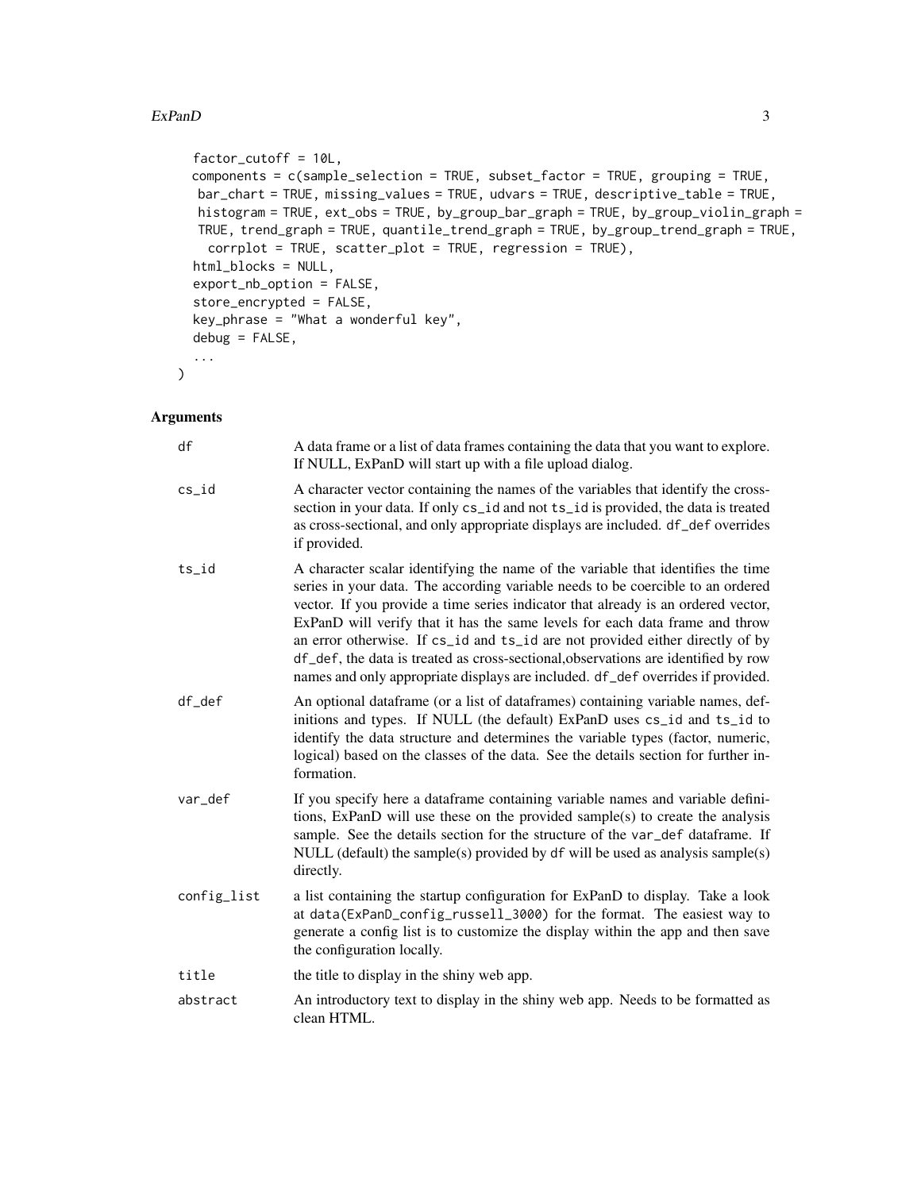```
  factor_cutoff = 10L,
  components = c(sample_selection = TRUE, subset_factor = TRUE, grouping = TRUE,
   bar_chart = TRUE, missing_values = TRUE, udvars = TRUE, descriptive_table = TRUE,
   histogram = TRUE, ext_obs = TRUE, by_group_bar_graph = TRUE, by_group_violin_graph =
   TRUE, trend_graph = TRUE, quantile_trend_graph = TRUE, by_group_trend_graph = TRUE,
    corrplot = TRUE, scatter_plot = TRUE, regression = TRUE),
  html_blocks = NULL,
  export_nb_option = FALSE,
  store_encrypted = FALSE,
  key_phrase = "What a wonderful key",
  debug = FALSE,
  ...
)
```

## Arguments

| | |
|---|---|
| df | A data frame or a list of data frames containing the data that you want to explore. If NULL, ExPanD will start up with a file upload dialog. |
| cs_id | A character vector containing the names of the variables that identify the cross-section in your data. If only cs_id and not ts_id is provided, the data is treated as cross-sectional, and only appropriate displays are included. df_def overrides if provided. |
| ts_id | A character scalar identifying the name of the variable that identifies the time series in your data. The according variable needs to be coercible to an ordered vector. If you provide a time series indicator that already is an ordered vector, ExPanD will verify that it has the same levels for each data frame and throw an error otherwise. If cs_id and ts_id are not provided either directly of by df_def, the data is treated as cross-sectional,observations are identified by row names and only appropriate displays are included. df_def overrides if provided. |
| df_def | An optional dataframe (or a list of dataframes) containing variable names, definitions and types. If NULL (the default) ExPanD uses cs_id and ts_id to identify the data structure and determines the variable types (factor, numeric, logical) based on the classes of the data. See the details section for further information. |
| var_def | If you specify here a dataframe containing variable names and variable definitions, ExPanD will use these on the provided sample(s) to create the analysis sample. See the details section for the structure of the var_def dataframe. If NULL (default) the sample(s) provided by df will be used as analysis sample(s) directly. |
| config_list | a list containing the startup configuration for ExPanD to display. Take a look at data(ExPanD_config_russell_3000) for the format. The easiest way to generate a config list is to customize the display within the app and then save the configuration locally. |
| title | the title to display in the shiny web app. |
| abstract | An introductory text to display in the shiny web app. Needs to be formatted as clean HTML. |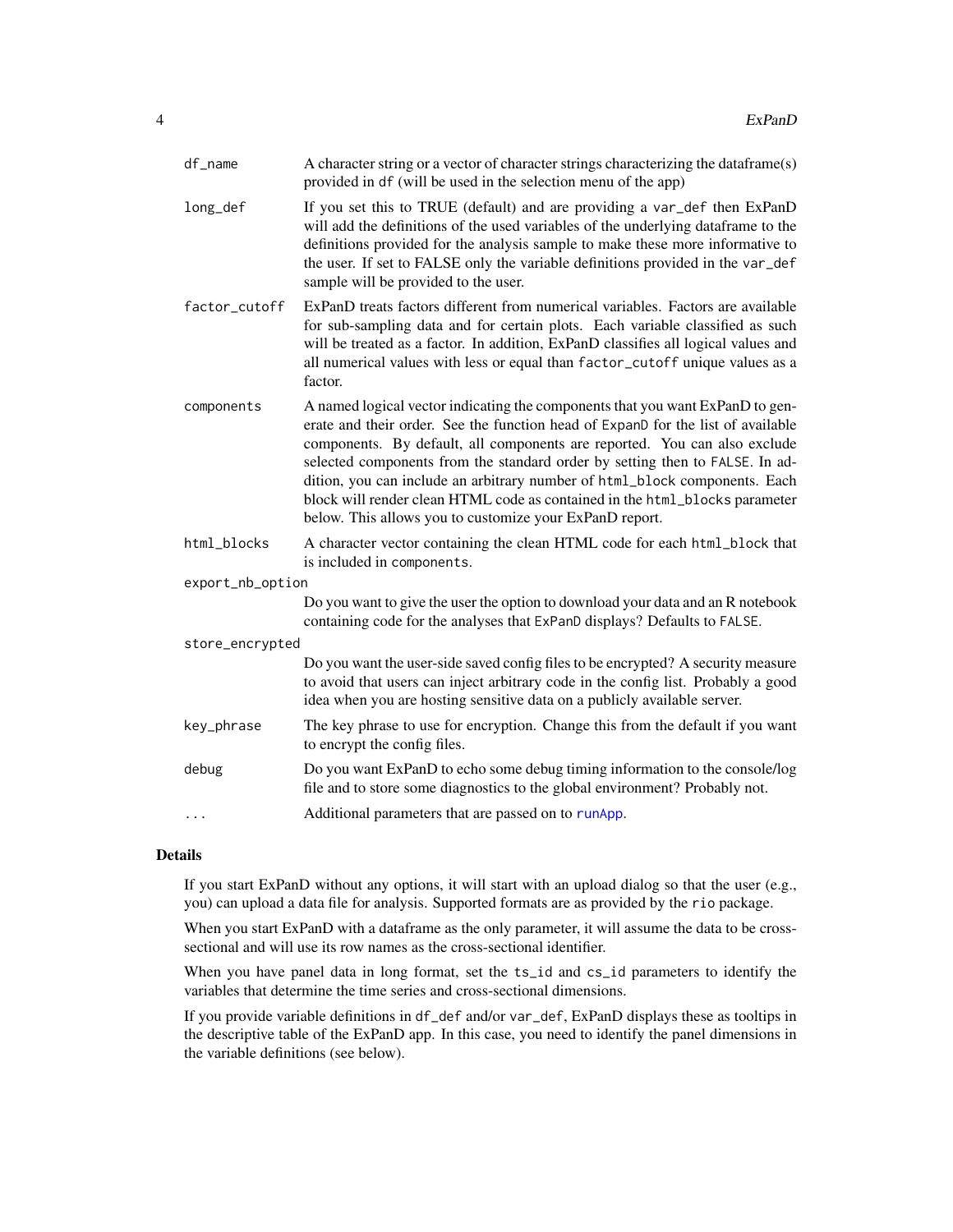| | |
|---|---|
| `df_name` | A character string or a vector of character strings characterizing the dataframe(s) provided in `df` (will be used in the selection menu of the app) |
| `long_def` | If you set this to TRUE (default) and are providing a `var_def` then ExPanD will add the definitions of the used variables of the underlying dataframe to the definitions provided for the analysis sample to make these more informative to the user. If set to FALSE only the variable definitions provided in the `var_def` sample will be provided to the user. |
| `factor_cutoff` | ExPanD treats factors different from numerical variables. Factors are available for sub-sampling data and for certain plots. Each variable classified as such will be treated as a factor. In addition, ExPanD classifies all logical values and all numerical values with less or equal than `factor_cutoff` unique values as a factor. |
| `components` | A named logical vector indicating the components that you want ExPanD to generate and their order. See the function head of `ExpanD` for the list of available components. By default, all components are reported. You can also exclude selected components from the standard order by setting then to `FALSE`. In addition, you can include an arbitrary number of `html_block` components. Each block will render clean HTML code as contained in the `html_blocks` parameter below. This allows you to customize your ExPanD report. |
| `html_blocks` | A character vector containing the clean HTML code for each `html_block` that is included in `components`. |
| `export_nb_option` | Do you want to give the user the option to download your data and an R notebook containing code for the analyses that `ExPanD` displays? Defaults to `FALSE`. |
| `store_encrypted` | Do you want the user-side saved config files to be encrypted? A security measure to avoid that users can inject arbitrary code in the config list. Probably a good idea when you are hosting sensitive data on a publicly available server. |
| `key_phrase` | The key phrase to use for encryption. Change this from the default if you want to encrypt the config files. |
| `debug` | Do you want ExPanD to echo some debug timing information to the console/log file and to store some diagnostics to the global environment? Probably not. |
| `...` | Additional parameters that are passed on to `runApp`. |

## Details

If you start ExPanD without any options, it will start with an upload dialog so that the user (e.g., you) can upload a data file for analysis. Supported formats are as provided by the `rio` package.

When you start ExPanD with a dataframe as the only parameter, it will assume the data to be cross-sectional and will use its row names as the cross-sectional identifier.

When you have panel data in long format, set the `ts_id` and `cs_id` parameters to identify the variables that determine the time series and cross-sectional dimensions.

If you provide variable definitions in `df_def` and/or `var_def`, ExPanD displays these as tooltips in the descriptive table of the ExPanD app. In this case, you need to identify the panel dimensions in the variable definitions (see below).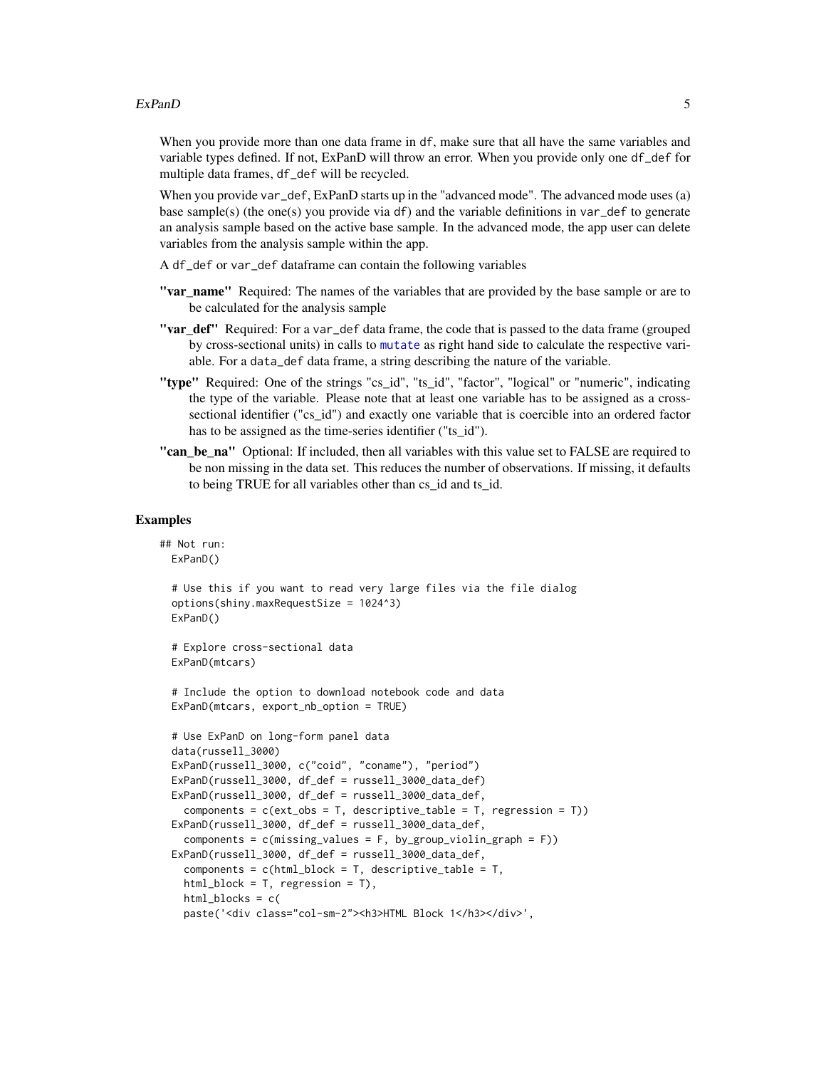When you provide more than one data frame in `df`, make sure that all have the same variables and variable types defined. If not, ExPanD will throw an error. When you provide only one `df_def` for multiple data frames, `df_def` will be recycled.

When you provide `var_def`, ExPanD starts up in the "advanced mode". The advanced mode uses (a) base sample(s) (the one(s) you provide via `df`) and the variable definitions in `var_def` to generate an analysis sample based on the active base sample. In the advanced mode, the app user can delete variables from the analysis sample within the app.

A `df_def` or `var_def` dataframe can contain the following variables

**"var_name"** Required: The names of the variables that are provided by the base sample or are to be calculated for the analysis sample

**"var_def"** Required: For a `var_def` data frame, the code that is passed to the data frame (grouped by cross-sectional units) in calls to `mutate` as right hand side to calculate the respective variable. For a `data_def` data frame, a string describing the nature of the variable.

**"type"** Required: One of the strings "cs_id", "ts_id", "factor", "logical" or "numeric", indicating the type of the variable. Please note that at least one variable has to be assigned as a cross-sectional identifier ("cs_id") and exactly one variable that is coercible into an ordered factor has to be assigned as the time-series identifier ("ts_id").

**"can_be_na"** Optional: If included, then all variables with this value set to FALSE are required to be non missing in the data set. This reduces the number of observations. If missing, it defaults to being TRUE for all variables other than cs_id and ts_id.

## Examples

```
## Not run:
  ExPanD()

  # Use this if you want to read very large files via the file dialog
  options(shiny.maxRequestSize = 1024^3)
  ExPanD()

  # Explore cross-sectional data
  ExPanD(mtcars)

  # Include the option to download notebook code and data
  ExPanD(mtcars, export_nb_option = TRUE)

  # Use ExPanD on long-form panel data
  data(russell_3000)
  ExPanD(russell_3000, c("coid", "coname"), "period")
  ExPanD(russell_3000, df_def = russell_3000_data_def)
  ExPanD(russell_3000, df_def = russell_3000_data_def,
    components = c(ext_obs = T, descriptive_table = T, regression = T))
  ExPanD(russell_3000, df_def = russell_3000_data_def,
    components = c(missing_values = F, by_group_violin_graph = F))
  ExPanD(russell_3000, df_def = russell_3000_data_def,
    components = c(html_block = T, descriptive_table = T,
    html_block = T, regression = T),
    html_blocks = c(
    paste('<div class="col-sm-2"><h3>HTML Block 1</h3></div>',
```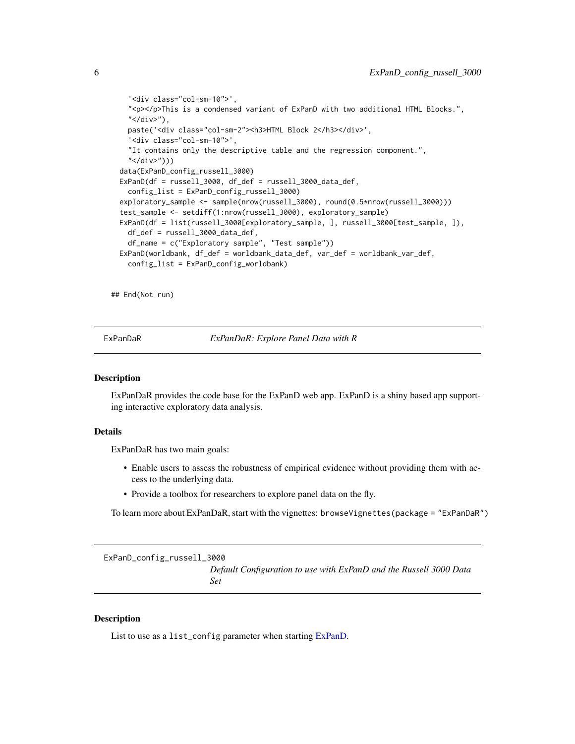```
    '<div class="col-sm-10">',
    "<p></p>This is a condensed variant of ExPanD with two additional HTML Blocks.",
    "</div>"),
    paste('<div class="col-sm-2"><h3>HTML Block 2</h3></div>',
    '<div class="col-sm-10">',
    "It contains only the descriptive table and the regression component.",
    "</div>")))
  data(ExPanD_config_russell_3000)
  ExPanD(df = russell_3000, df_def = russell_3000_data_def,
    config_list = ExPanD_config_russell_3000)
  exploratory_sample <- sample(nrow(russell_3000), round(0.5*nrow(russell_3000)))
  test_sample <- setdiff(1:nrow(russell_3000), exploratory_sample)
  ExPanD(df = list(russell_3000[exploratory_sample, ], russell_3000[test_sample, ]),
    df_def = russell_3000_data_def,
    df_name = c("Exploratory sample", "Test sample"))
  ExPanD(worldbank, df_def = worldbank_data_def, var_def = worldbank_var_def,
    config_list = ExPanD_config_worldbank)

## End(Not run)
```

## ExPanDaR — *ExPanDaR: Explore Panel Data with R*

### Description

ExPanDaR provides the code base for the ExPanD web app. ExPanD is a shiny based app supporting interactive exploratory data analysis.

### Details

ExPanDaR has two main goals:

- Enable users to assess the robustness of empirical evidence without providing them with access to the underlying data.
- Provide a toolbox for researchers to explore panel data on the fly.

To learn more about ExPanDaR, start with the vignettes: `browseVignettes(package = "ExPanDaR")`

## ExPanD_config_russell_3000 — *Default Configuration to use with ExPanD and the Russell 3000 Data Set*

### Description

List to use as a `list_config` parameter when starting ExPanD.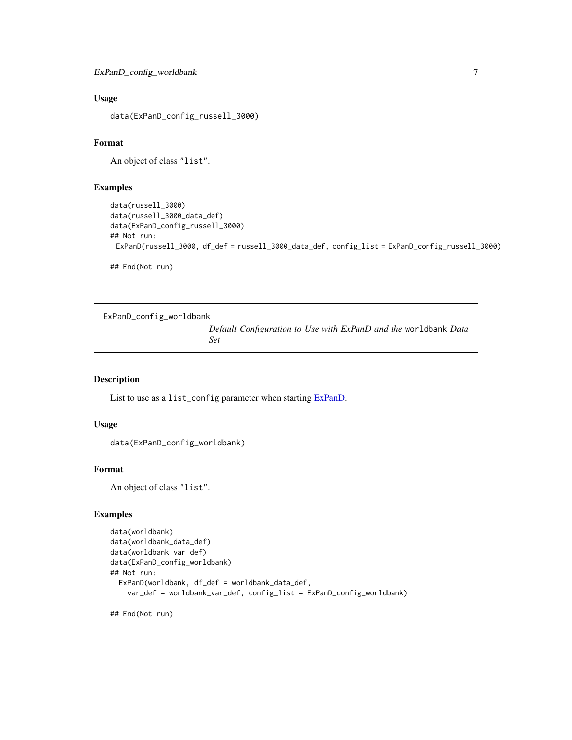## Usage

```
data(ExPanD_config_russell_3000)
```

## Format

An object of class "list".

## Examples

```
data(russell_3000)
data(russell_3000_data_def)
data(ExPanD_config_russell_3000)
## Not run:
 ExPanD(russell_3000, df_def = russell_3000_data_def, config_list = ExPanD_config_russell_3000)

## End(Not run)
```

---

# ExPanD_config_worldbank

*Default Configuration to Use with ExPanD and the* `worldbank` *Data Set*

---

## Description

List to use as a `list_config` parameter when starting ExPanD.

## Usage

```
data(ExPanD_config_worldbank)
```

## Format

An object of class "list".

## Examples

```
data(worldbank)
data(worldbank_data_def)
data(worldbank_var_def)
data(ExPanD_config_worldbank)
## Not run:
  ExPanD(worldbank, df_def = worldbank_data_def,
    var_def = worldbank_var_def, config_list = ExPanD_config_worldbank)

## End(Not run)
```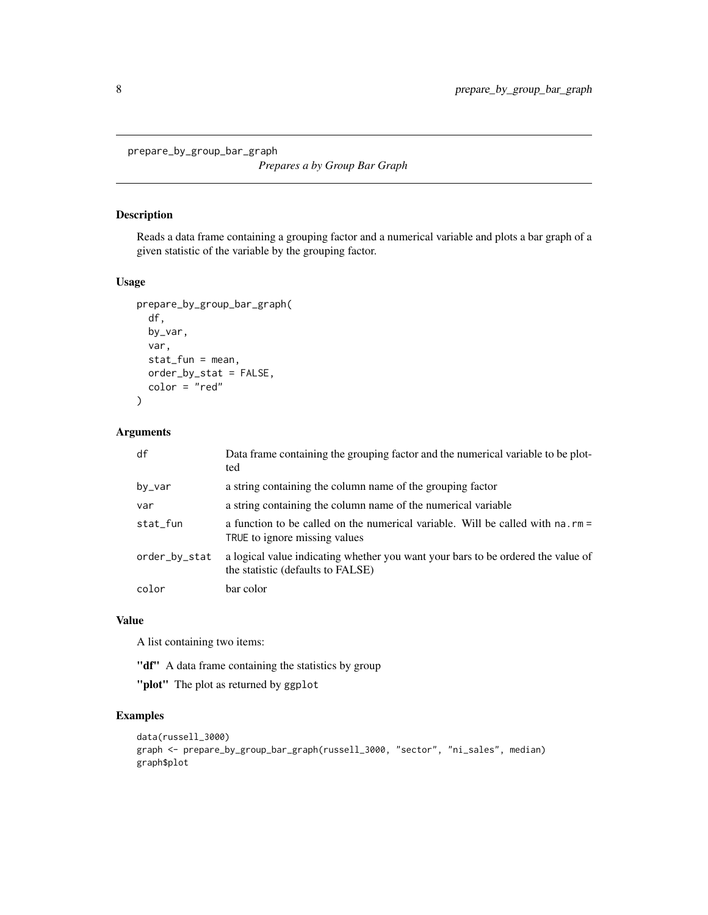prepare_by_group_bar_graph

*Prepares a by Group Bar Graph*

## Description

Reads a data frame containing a grouping factor and a numerical variable and plots a bar graph of a given statistic of the variable by the grouping factor.

## Usage

```
prepare_by_group_bar_graph(
  df,
  by_var,
  var,
  stat_fun = mean,
  order_by_stat = FALSE,
  color = "red"
)
```

## Arguments

| | |
|---|---|
| `df` | Data frame containing the grouping factor and the numerical variable to be plotted |
| `by_var` | a string containing the column name of the grouping factor |
| `var` | a string containing the column name of the numerical variable |
| `stat_fun` | a function to be called on the numerical variable. Will be called with `na.rm = TRUE` to ignore missing values |
| `order_by_stat` | a logical value indicating whether you want your bars to be ordered the value of the statistic (defaults to FALSE) |
| `color` | bar color |

## Value

A list containing two items:

**"df"** A data frame containing the statistics by group

**"plot"** The plot as returned by `ggplot`

## Examples

```
data(russell_3000)
graph <- prepare_by_group_bar_graph(russell_3000, "sector", "ni_sales", median)
graph$plot
```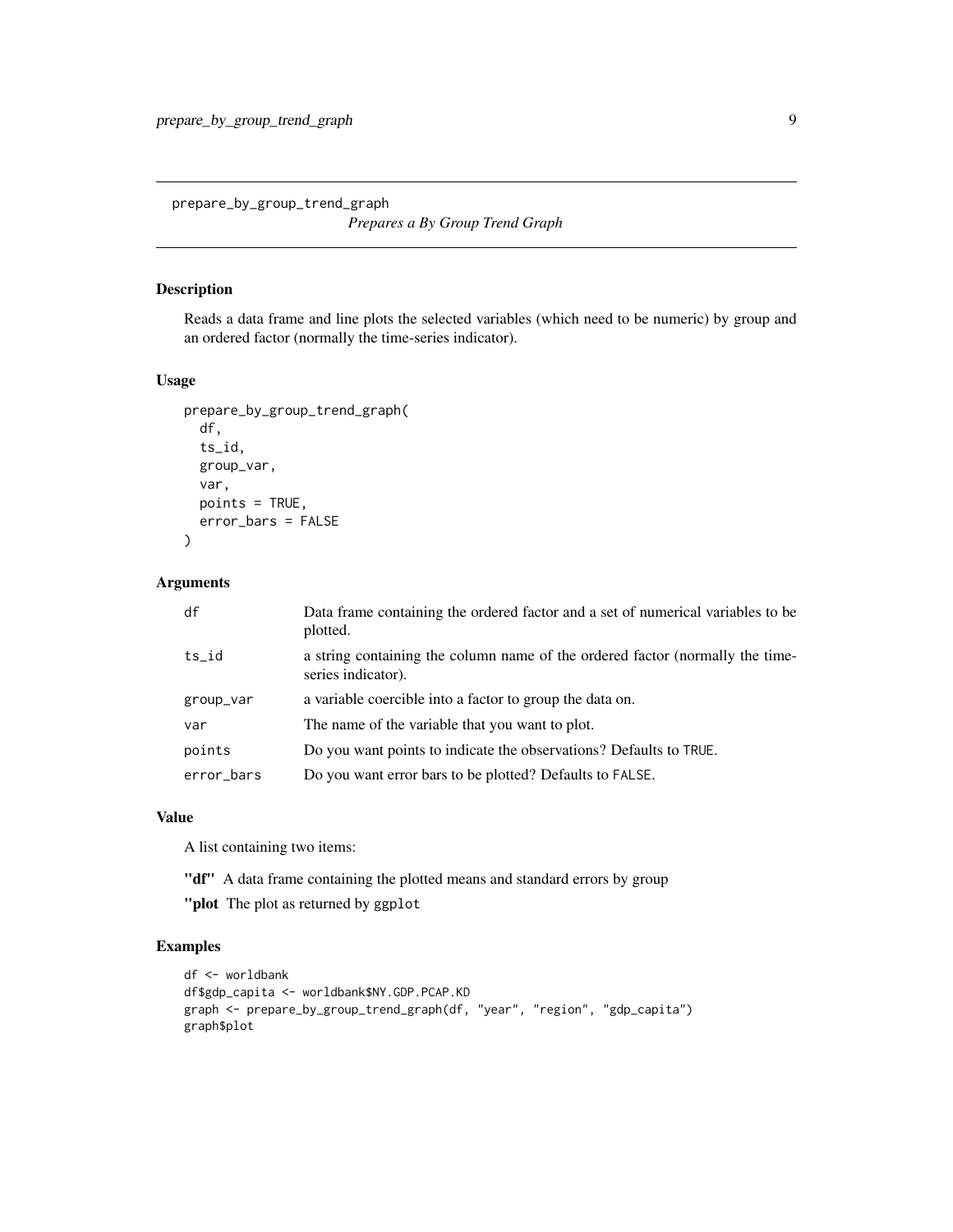`prepare_by_group_trend_graph` *Prepares a By Group Trend Graph*

## Description

Reads a data frame and line plots the selected variables (which need to be numeric) by group and an ordered factor (normally the time-series indicator).

## Usage

```
prepare_by_group_trend_graph(
  df,
  ts_id,
  group_var,
  var,
  points = TRUE,
  error_bars = FALSE
)
```

## Arguments

| | |
|---|---|
| `df` | Data frame containing the ordered factor and a set of numerical variables to be plotted. |
| `ts_id` | a string containing the column name of the ordered factor (normally the time-series indicator). |
| `group_var` | a variable coercible into a factor to group the data on. |
| `var` | The name of the variable that you want to plot. |
| `points` | Do you want points to indicate the observations? Defaults to `TRUE`. |
| `error_bars` | Do you want error bars to be plotted? Defaults to `FALSE`. |

## Value

A list containing two items:

**"df"** A data frame containing the plotted means and standard errors by group

**"plot** The plot as returned by `ggplot`

## Examples

```
df <- worldbank
df$gdp_capita <- worldbank$NY.GDP.PCAP.KD
graph <- prepare_by_group_trend_graph(df, "year", "region", "gdp_capita")
graph$plot
```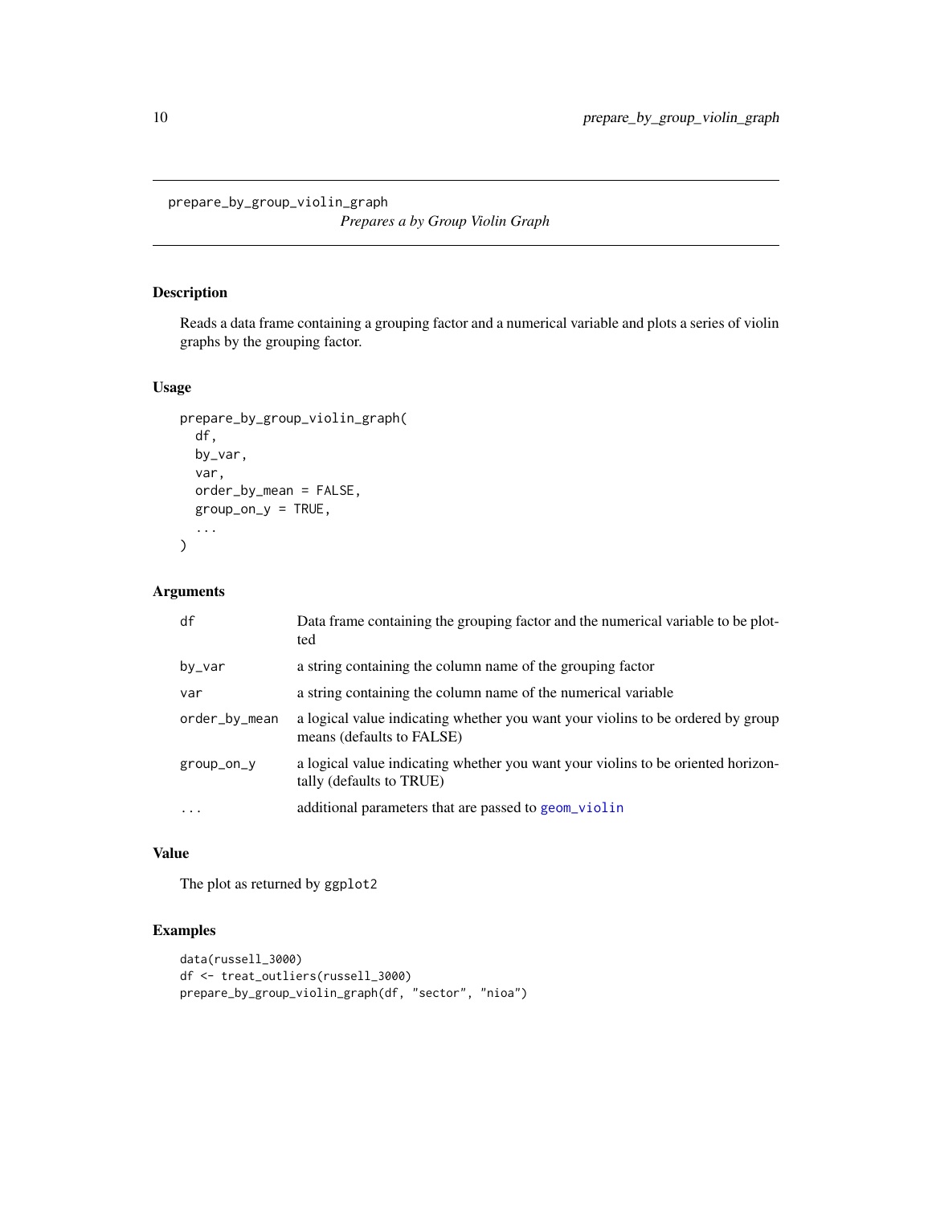`prepare_by_group_violin_graph`

*Prepares a by Group Violin Graph*

## Description

Reads a data frame containing a grouping factor and a numerical variable and plots a series of violin graphs by the grouping factor.

## Usage

```
prepare_by_group_violin_graph(
  df,
  by_var,
  var,
  order_by_mean = FALSE,
  group_on_y = TRUE,
  ...
)
```

## Arguments

| | |
|---|---|
| `df` | Data frame containing the grouping factor and the numerical variable to be plotted |
| `by_var` | a string containing the column name of the grouping factor |
| `var` | a string containing the column name of the numerical variable |
| `order_by_mean` | a logical value indicating whether you want your violins to be ordered by group means (defaults to FALSE) |
| `group_on_y` | a logical value indicating whether you want your violins to be oriented horizontally (defaults to TRUE) |
| `...` | additional parameters that are passed to `geom_violin` |

## Value

The plot as returned by `ggplot2`

## Examples

```
data(russell_3000)
df <- treat_outliers(russell_3000)
prepare_by_group_violin_graph(df, "sector", "nioa")
```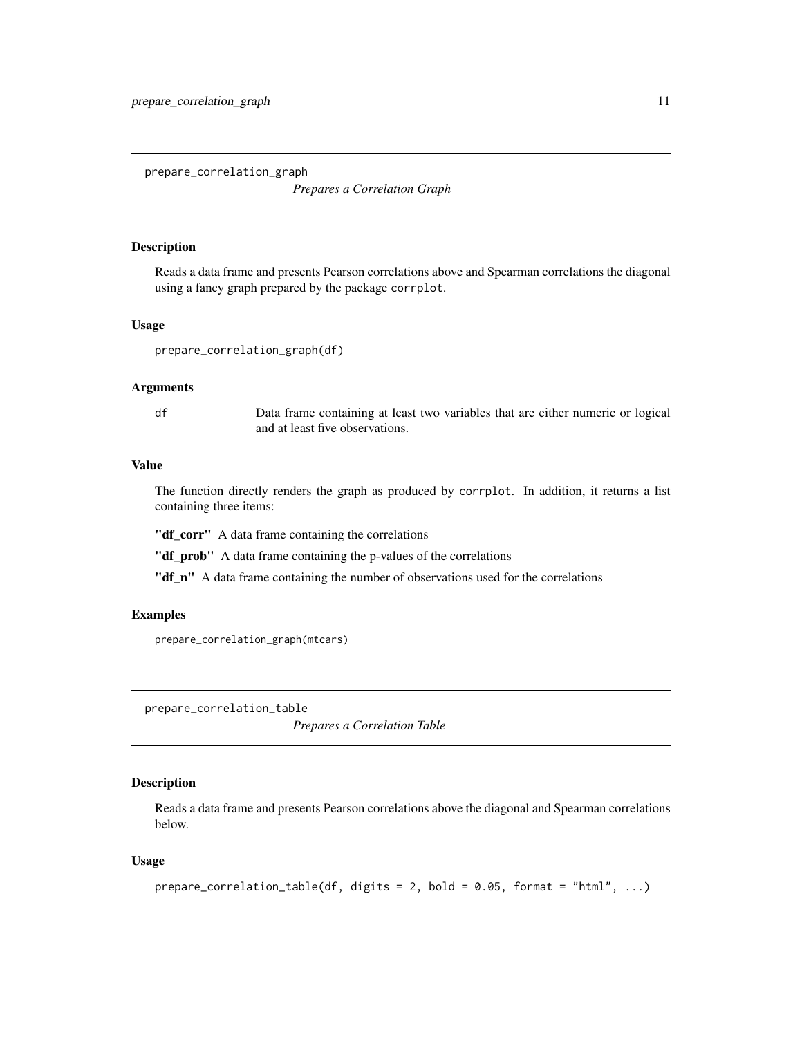## prepare_correlation_graph

*Prepares a Correlation Graph*

### Description

Reads a data frame and presents Pearson correlations above and Spearman correlations the diagonal using a fancy graph prepared by the package `corrplot`.

### Usage

```
prepare_correlation_graph(df)
```

### Arguments

| | |
|---|---|
| `df` | Data frame containing at least two variables that are either numeric or logical and at least five observations. |

### Value

The function directly renders the graph as produced by `corrplot`. In addition, it returns a list containing three items:

**"df_corr"** A data frame containing the correlations

**"df_prob"** A data frame containing the p-values of the correlations

**"df_n"** A data frame containing the number of observations used for the correlations

### Examples

```
prepare_correlation_graph(mtcars)
```

## prepare_correlation_table

*Prepares a Correlation Table*

### Description

Reads a data frame and presents Pearson correlations above the diagonal and Spearman correlations below.

### Usage

```
prepare_correlation_table(df, digits = 2, bold = 0.05, format = "html", ...)
```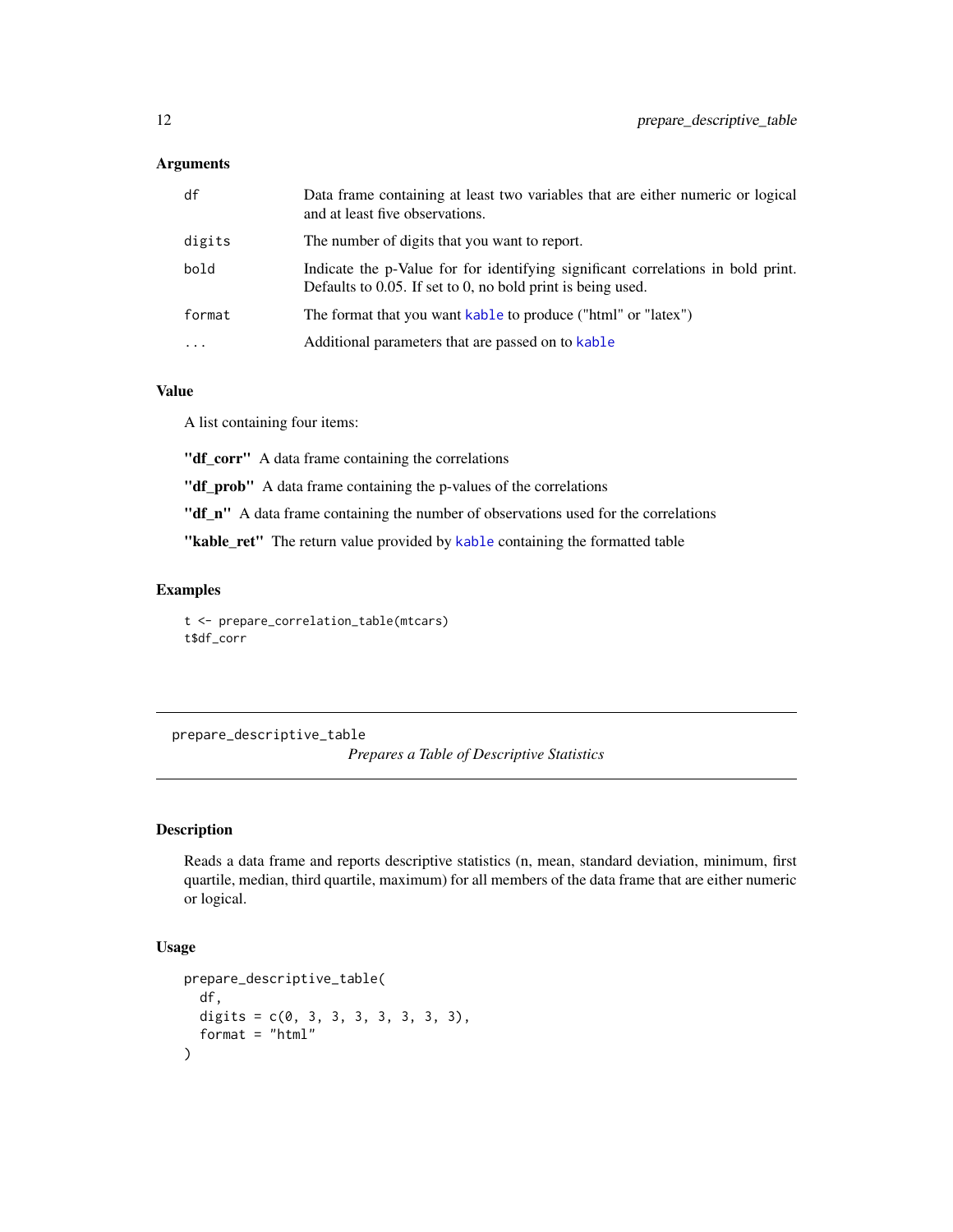### Arguments

- `df` — Data frame containing at least two variables that are either numeric or logical and at least five observations.
- `digits` — The number of digits that you want to report.
- `bold` — Indicate the p-Value for for identifying significant correlations in bold print. Defaults to 0.05. If set to 0, no bold print is being used.
- `format` — The format that you want `kable` to produce ("html" or "latex")
- `...` — Additional parameters that are passed on to `kable`

### Value

A list containing four items:

**"df_corr"** A data frame containing the correlations

**"df_prob"** A data frame containing the p-values of the correlations

**"df_n"** A data frame containing the number of observations used for the correlations

**"kable_ret"** The return value provided by `kable` containing the formatted table

### Examples

```
t <- prepare_correlation_table(mtcars)
t$df_corr
```

---

## prepare_descriptive_table

*Prepares a Table of Descriptive Statistics*

---

### Description

Reads a data frame and reports descriptive statistics (n, mean, standard deviation, minimum, first quartile, median, third quartile, maximum) for all members of the data frame that are either numeric or logical.

### Usage

```
prepare_descriptive_table(
  df,
  digits = c(0, 3, 3, 3, 3, 3, 3, 3),
  format = "html"
)
```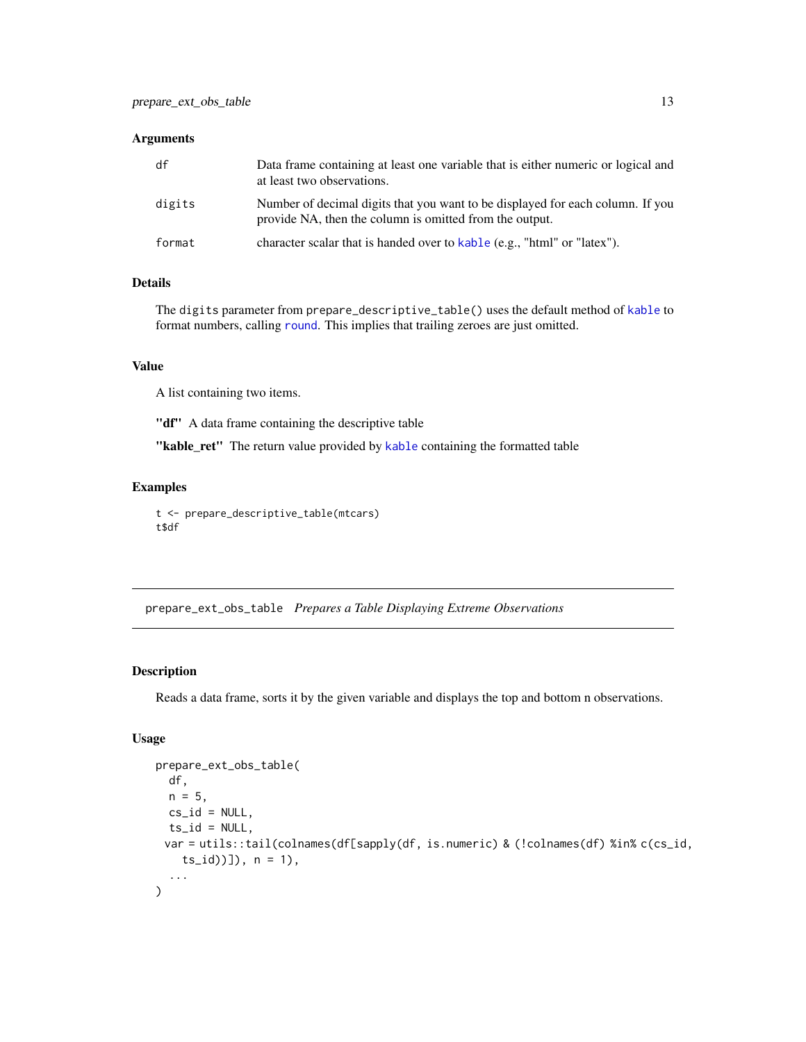### Arguments

| | |
|---|---|
| `df` | Data frame containing at least one variable that is either numeric or logical and at least two observations. |
| `digits` | Number of decimal digits that you want to be displayed for each column. If you provide NA, then the column is omitted from the output. |
| `format` | character scalar that is handed over to `kable` (e.g., "html" or "latex"). |

### Details

The `digits` parameter from `prepare_descriptive_table()` uses the default method of `kable` to format numbers, calling `round`. This implies that trailing zeroes are just omitted.

### Value

A list containing two items.

**"df"** A data frame containing the descriptive table

**"kable_ret"** The return value provided by `kable` containing the formatted table

### Examples

```
t <- prepare_descriptive_table(mtcars)
t$df
```

---

## `prepare_ext_obs_table` *Prepares a Table Displaying Extreme Observations*

---

### Description

Reads a data frame, sorts it by the given variable and displays the top and bottom n observations.

### Usage

```
prepare_ext_obs_table(
  df,
  n = 5,
  cs_id = NULL,
  ts_id = NULL,
  var = utils::tail(colnames(df[sapply(df, is.numeric) & (!colnames(df) %in% c(cs_id,
    ts_id))]), n = 1),
  ...
)
```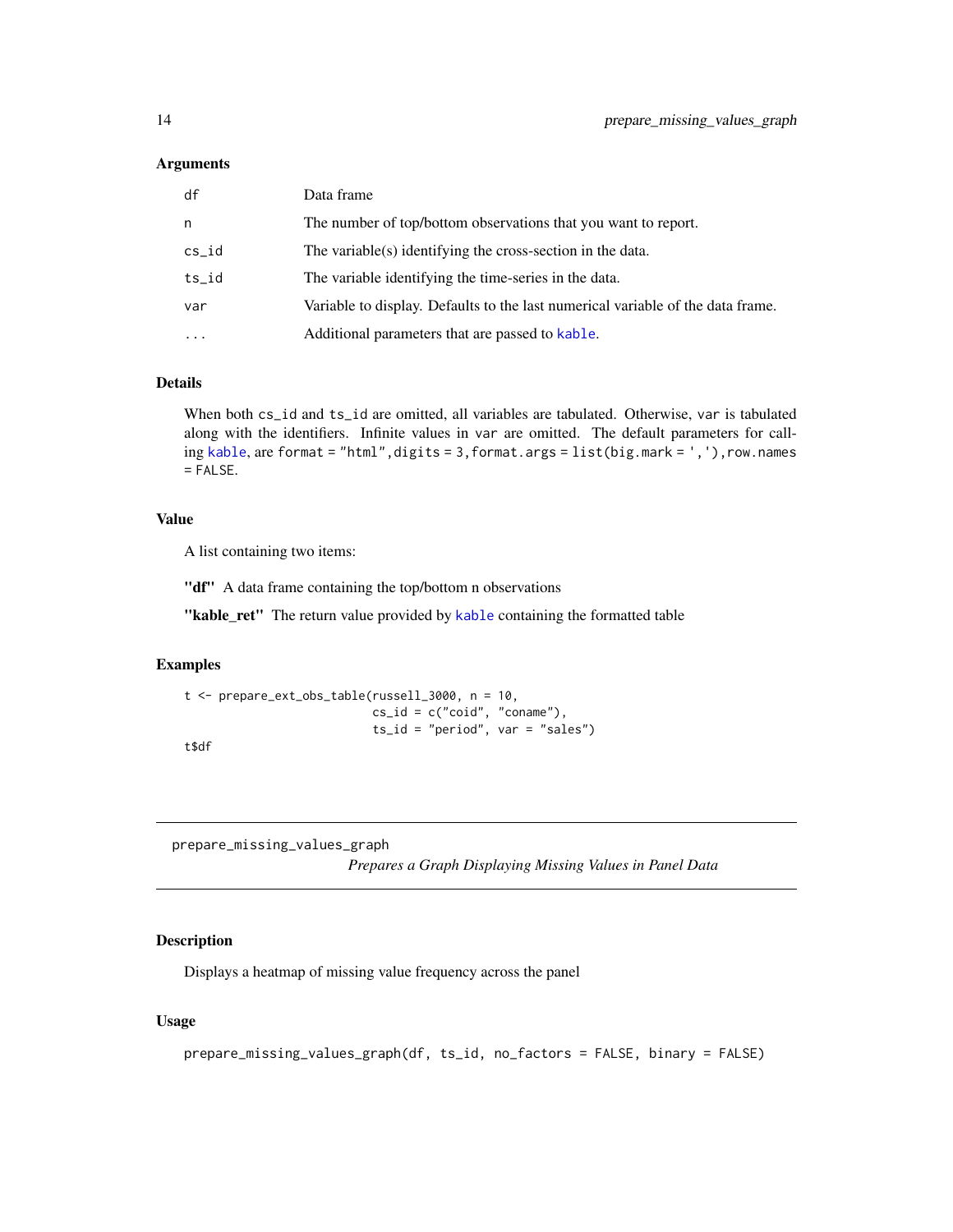### Arguments

| | |
|---|---|
| `df` | Data frame |
| `n` | The number of top/bottom observations that you want to report. |
| `cs_id` | The variable(s) identifying the cross-section in the data. |
| `ts_id` | The variable identifying the time-series in the data. |
| `var` | Variable to display. Defaults to the last numerical variable of the data frame. |
| `...` | Additional parameters that are passed to `kable`. |

### Details

When both `cs_id` and `ts_id` are omitted, all variables are tabulated. Otherwise, `var` is tabulated along with the identifiers. Infinite values in `var` are omitted. The default parameters for calling `kable`, are `format = "html", digits = 3, format.args = list(big.mark = ','), row.names = FALSE`.

### Value

A list containing two items:

**"df"** A data frame containing the top/bottom n observations

**"kable_ret"** The return value provided by `kable` containing the formatted table

### Examples

```
t <- prepare_ext_obs_table(russell_3000, n = 10,
                           cs_id = c("coid", "coname"),
                           ts_id = "period", var = "sales")
t$df
```

---

## prepare_missing_values_graph

*Prepares a Graph Displaying Missing Values in Panel Data*

---

### Description

Displays a heatmap of missing value frequency across the panel

### Usage

```
prepare_missing_values_graph(df, ts_id, no_factors = FALSE, binary = FALSE)
```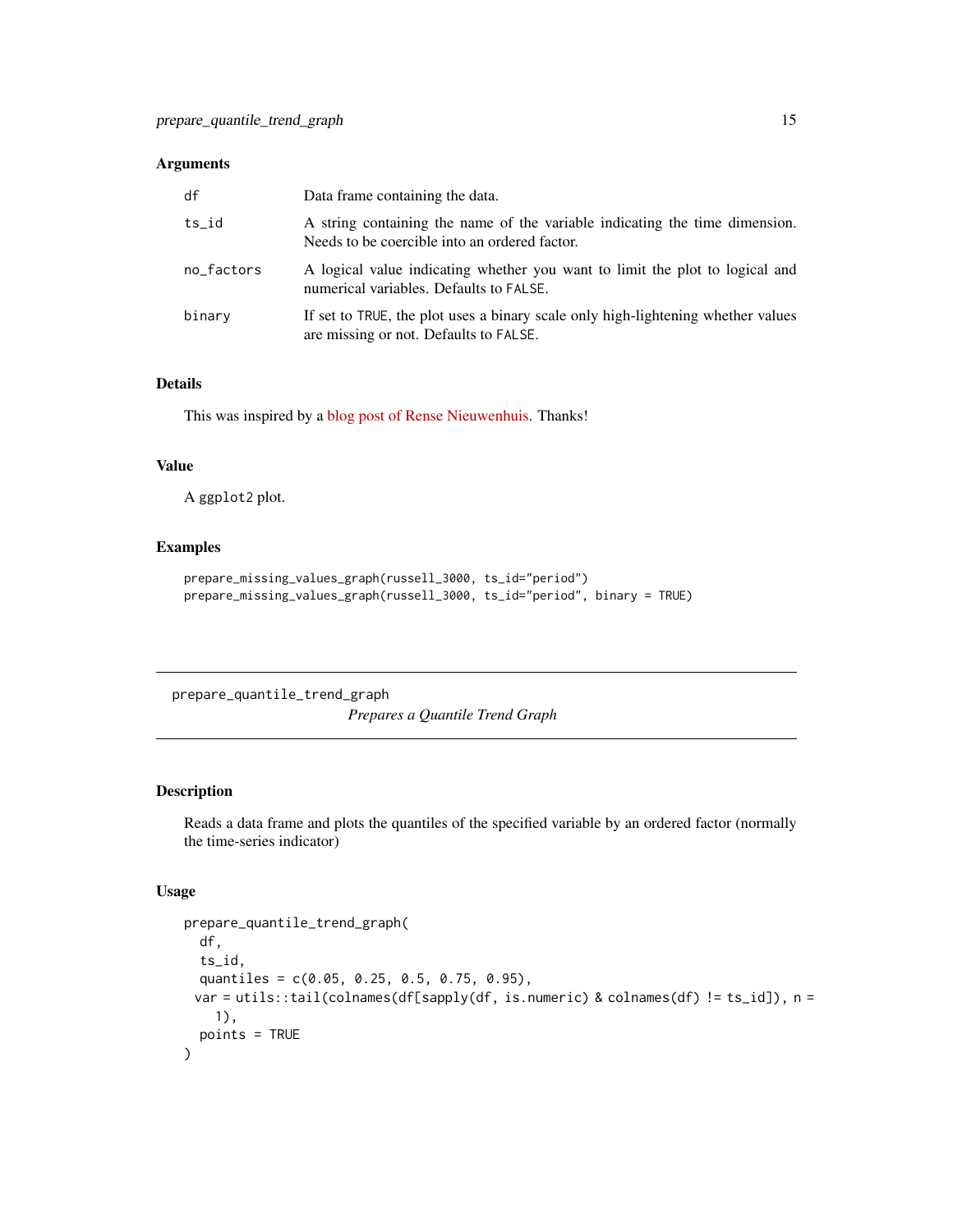### Arguments

| | |
|---|---|
| df | Data frame containing the data. |
| ts_id | A string containing the name of the variable indicating the time dimension. Needs to be coercible into an ordered factor. |
| no_factors | A logical value indicating whether you want to limit the plot to logical and numerical variables. Defaults to FALSE. |
| binary | If set to TRUE, the plot uses a binary scale only high-lightening whether values are missing or not. Defaults to FALSE. |

### Details

This was inspired by a blog post of Rense Nieuwenhuis. Thanks!

### Value

A ggplot2 plot.

### Examples

```
prepare_missing_values_graph(russell_3000, ts_id="period")
prepare_missing_values_graph(russell_3000, ts_id="period", binary = TRUE)
```

---

## prepare_quantile_trend_graph

*Prepares a Quantile Trend Graph*

---

### Description

Reads a data frame and plots the quantiles of the specified variable by an ordered factor (normally the time-series indicator)

### Usage

```
prepare_quantile_trend_graph(
  df,
  ts_id,
  quantiles = c(0.05, 0.25, 0.5, 0.75, 0.95),
 var = utils::tail(colnames(df[sapply(df, is.numeric) & colnames(df) != ts_id]), n =
    1),
  points = TRUE
)
```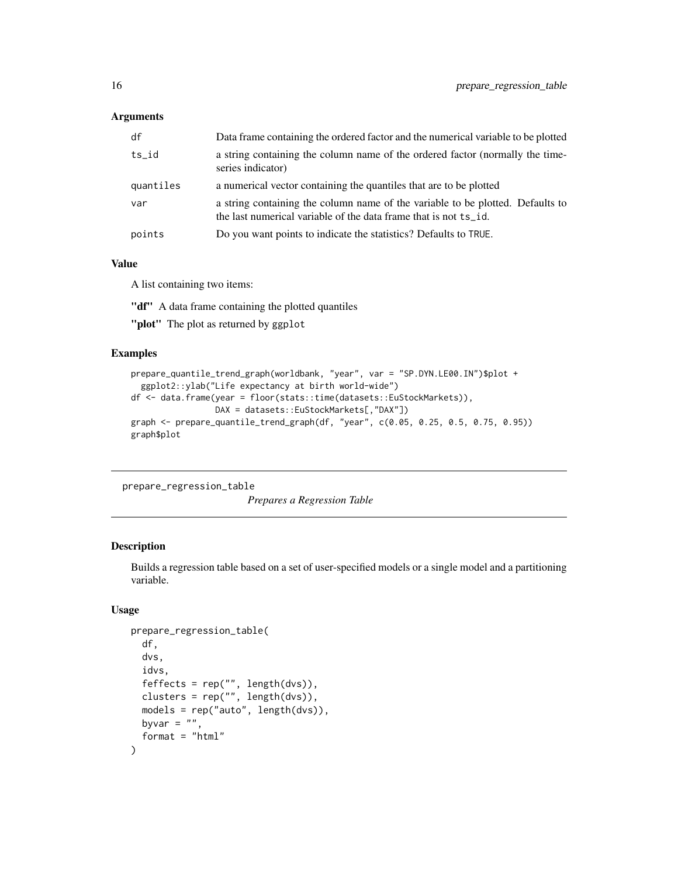### Arguments

| | |
|---|---|
| df | Data frame containing the ordered factor and the numerical variable to be plotted |
| ts_id | a string containing the column name of the ordered factor (normally the time-series indicator) |
| quantiles | a numerical vector containing the quantiles that are to be plotted |
| var | a string containing the column name of the variable to be plotted. Defaults to the last numerical variable of the data frame that is not `ts_id`. |
| points | Do you want points to indicate the statistics? Defaults to `TRUE`. |

### Value

A list containing two items:

**"df"** A data frame containing the plotted quantiles

**"plot"** The plot as returned by `ggplot`

### Examples

```
prepare_quantile_trend_graph(worldbank, "year", var = "SP.DYN.LE00.IN")$plot +
  ggplot2::ylab("Life expectancy at birth world-wide")
df <- data.frame(year = floor(stats::time(datasets::EuStockMarkets)),
                 DAX = datasets::EuStockMarkets[,"DAX"])
graph <- prepare_quantile_trend_graph(df, "year", c(0.05, 0.25, 0.5, 0.75, 0.95))
graph$plot
```

---

## prepare_regression_table

*Prepares a Regression Table*

---

### Description

Builds a regression table based on a set of user-specified models or a single model and a partitioning variable.

### Usage

```
prepare_regression_table(
  df,
  dvs,
  idvs,
  feffects = rep("", length(dvs)),
  clusters = rep("", length(dvs)),
  models = rep("auto", length(dvs)),
  byvar = "",
  format = "html"
)
```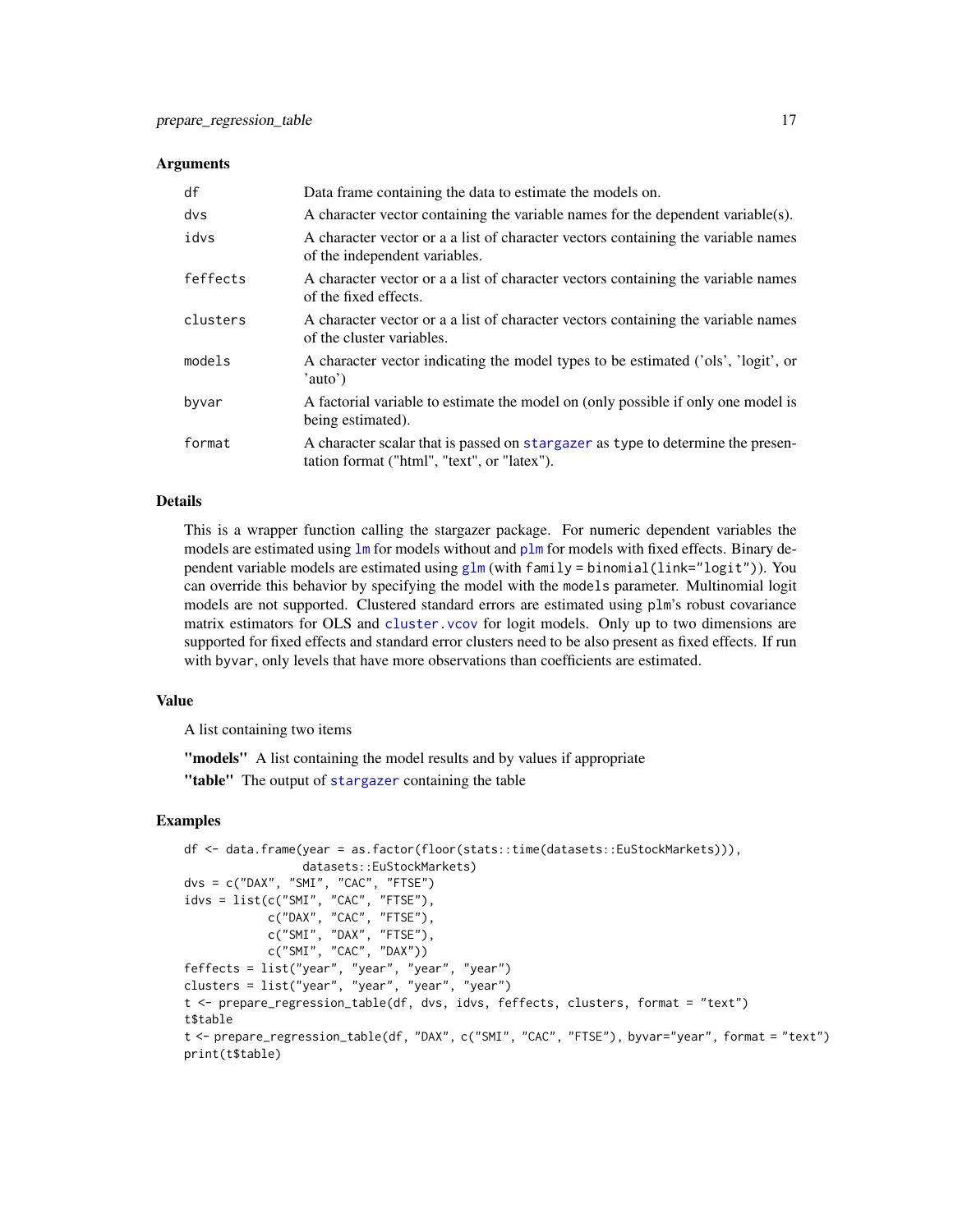## Arguments

| | |
|---|---|
| `df` | Data frame containing the data to estimate the models on. |
| `dvs` | A character vector containing the variable names for the dependent variable(s). |
| `idvs` | A character vector or a a list of character vectors containing the variable names of the independent variables. |
| `feffects` | A character vector or a a list of character vectors containing the variable names of the fixed effects. |
| `clusters` | A character vector or a a list of character vectors containing the variable names of the cluster variables. |
| `models` | A character vector indicating the model types to be estimated ('ols', 'logit', or 'auto') |
| `byvar` | A factorial variable to estimate the model on (only possible if only one model is being estimated). |
| `format` | A character scalar that is passed on `stargazer` as `type` to determine the presentation format ("html", "text", or "latex"). |

## Details

This is a wrapper function calling the stargazer package. For numeric dependent variables the models are estimated using `lm` for models without and `plm` for models with fixed effects. Binary dependent variable models are estimated using `glm` (with `family = binomial(link="logit")`). You can override this behavior by specifying the model with the `models` parameter. Multinomial logit models are not supported. Clustered standard errors are estimated using `plm`'s robust covariance matrix estimators for OLS and `cluster.vcov` for logit models. Only up to two dimensions are supported for fixed effects and standard error clusters need to be also present as fixed effects. If run with `byvar`, only levels that have more observations than coefficients are estimated.

## Value

A list containing two items

**"models"** A list containing the model results and by values if appropriate

**"table"** The output of `stargazer` containing the table

## Examples

```
df <- data.frame(year = as.factor(floor(stats::time(datasets::EuStockMarkets))),
                 datasets::EuStockMarkets)
dvs = c("DAX", "SMI", "CAC", "FTSE")
idvs = list(c("SMI", "CAC", "FTSE"),
            c("DAX", "CAC", "FTSE"),
            c("SMI", "DAX", "FTSE"),
            c("SMI", "CAC", "DAX"))
feffects = list("year", "year", "year", "year")
clusters = list("year", "year", "year", "year")
t <- prepare_regression_table(df, dvs, idvs, feffects, clusters, format = "text")
t$table
t <- prepare_regression_table(df, "DAX", c("SMI", "CAC", "FTSE"), byvar="year", format = "text")
print(t$table)
```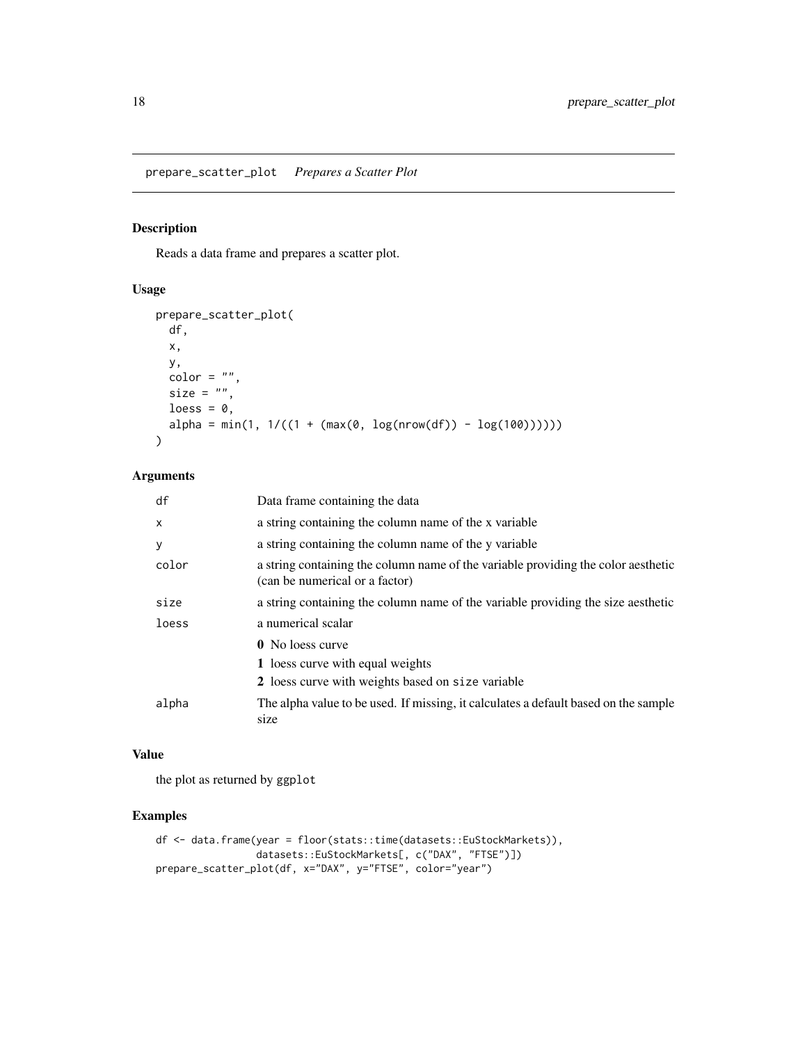# prepare_scatter_plot *Prepares a Scatter Plot*

## Description

Reads a data frame and prepares a scatter plot.

## Usage

```
prepare_scatter_plot(
  df,
  x,
  y,
  color = "",
  size = "",
  loess = 0,
  alpha = min(1, 1/((1 + (max(0, log(nrow(df)) - log(100))))))
)
```

## Arguments

| | |
|---|---|
| df | Data frame containing the data |
| x | a string containing the column name of the x variable |
| y | a string containing the column name of the y variable |
| color | a string containing the column name of the variable providing the color aesthetic (can be numerical or a factor) |
| size | a string containing the column name of the variable providing the size aesthetic |
| loess | a numerical scalar<br>**0** No loess curve<br>**1** loess curve with equal weights<br>**2** loess curve with weights based on `size` variable |
| alpha | The alpha value to be used. If missing, it calculates a default based on the sample size |

## Value

the plot as returned by `ggplot`

## Examples

```
df <- data.frame(year = floor(stats::time(datasets::EuStockMarkets)),
                 datasets::EuStockMarkets[, c("DAX", "FTSE")])
prepare_scatter_plot(df, x="DAX", y="FTSE", color="year")
```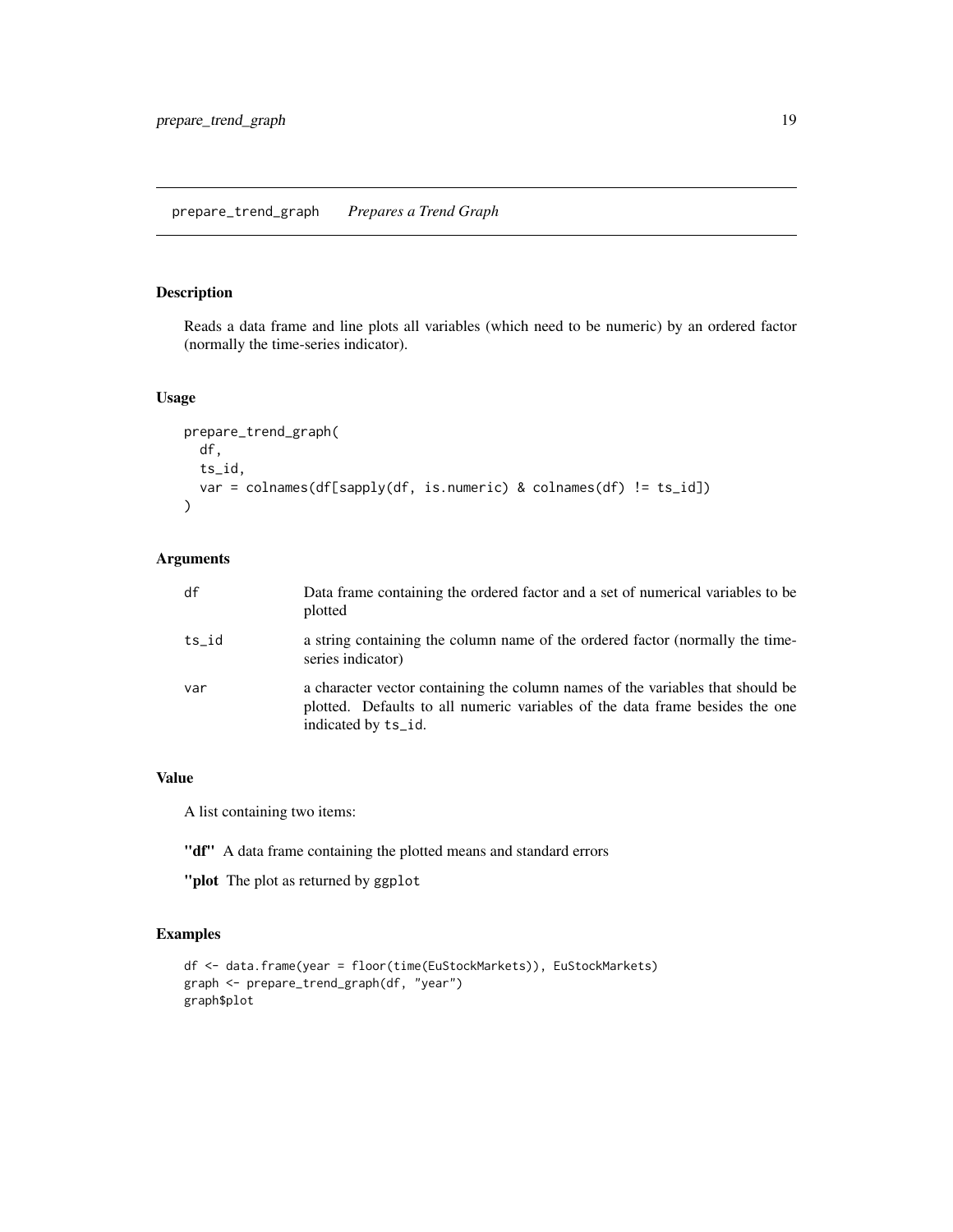# prepare_trend_graph *Prepares a Trend Graph*

## Description

Reads a data frame and line plots all variables (which need to be numeric) by an ordered factor (normally the time-series indicator).

## Usage

```
prepare_trend_graph(
  df,
  ts_id,
  var = colnames(df[sapply(df, is.numeric) & colnames(df) != ts_id])
)
```

## Arguments

| | |
|---|---|
| `df` | Data frame containing the ordered factor and a set of numerical variables to be plotted |
| `ts_id` | a string containing the column name of the ordered factor (normally the time-series indicator) |
| `var` | a character vector containing the column names of the variables that should be plotted. Defaults to all numeric variables of the data frame besides the one indicated by `ts_id`. |

## Value

A list containing two items:

**"df"** A data frame containing the plotted means and standard errors

**"plot** The plot as returned by `ggplot`

## Examples

```
df <- data.frame(year = floor(time(EuStockMarkets)), EuStockMarkets)
graph <- prepare_trend_graph(df, "year")
graph$plot
```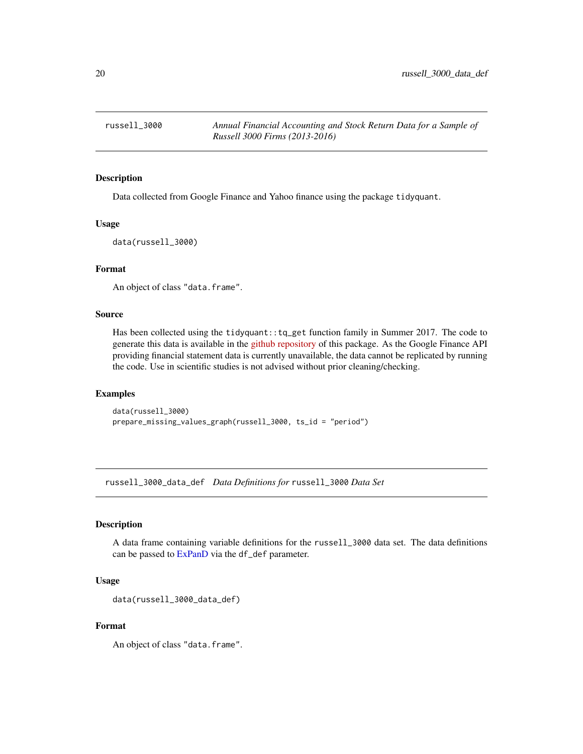## russell_3000 — *Annual Financial Accounting and Stock Return Data for a Sample of Russell 3000 Firms (2013-2016)*

### Description

Data collected from Google Finance and Yahoo finance using the package `tidyquant`.

### Usage

```
data(russell_3000)
```

### Format

An object of class "data.frame".

### Source

Has been collected using the `tidyquant::tq_get` function family in Summer 2017. The code to generate this data is available in the github repository of this package. As the Google Finance API providing financial statement data is currently unavailable, the data cannot be replicated by running the code. Use in scientific studies is not advised without prior cleaning/checking.

### Examples

```
data(russell_3000)
prepare_missing_values_graph(russell_3000, ts_id = "period")
```

## russell_3000_data_def — *Data Definitions for* `russell_3000` *Data Set*

### Description

A data frame containing variable definitions for the `russell_3000` data set. The data definitions can be passed to ExPanD via the `df_def` parameter.

### Usage

```
data(russell_3000_data_def)
```

### Format

An object of class "data.frame".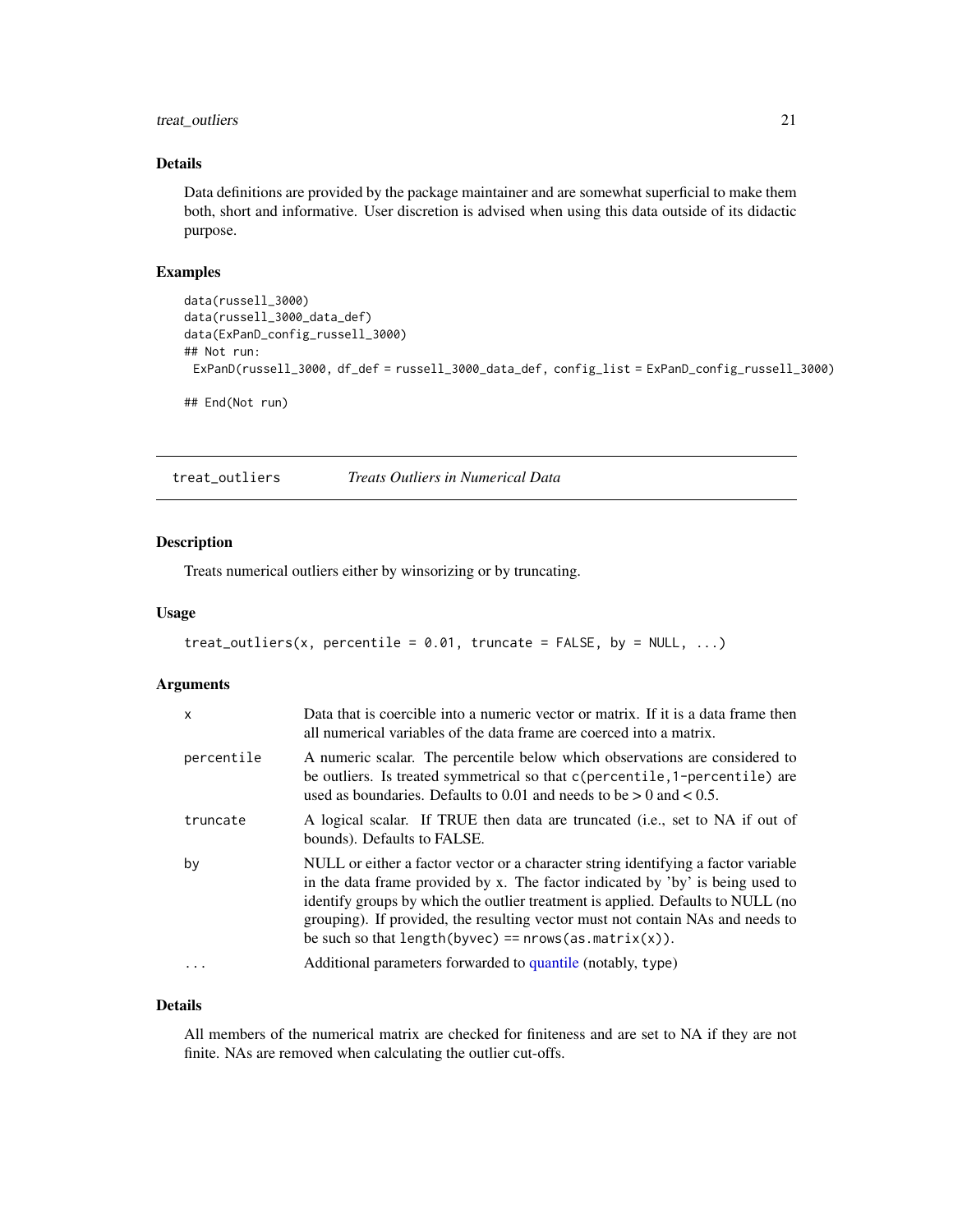## Details

Data definitions are provided by the package maintainer and are somewhat superficial to make them both, short and informative. User discretion is advised when using this data outside of its didactic purpose.

## Examples

```
data(russell_3000)
data(russell_3000_data_def)
data(ExPanD_config_russell_3000)
## Not run:
 ExPanD(russell_3000, df_def = russell_3000_data_def, config_list = ExPanD_config_russell_3000)

## End(Not run)
```

---

# treat_outliers — *Treats Outliers in Numerical Data*

## Description

Treats numerical outliers either by winsorizing or by truncating.

## Usage

```
treat_outliers(x, percentile = 0.01, truncate = FALSE, by = NULL, ...)
```

## Arguments

| Argument | Description |
|---|---|
| `x` | Data that is coercible into a numeric vector or matrix. If it is a data frame then all numerical variables of the data frame are coerced into a matrix. |
| `percentile` | A numeric scalar. The percentile below which observations are considered to be outliers. Is treated symmetrical so that `c(percentile,1-percentile)` are used as boundaries. Defaults to 0.01 and needs to be > 0 and < 0.5. |
| `truncate` | A logical scalar. If TRUE then data are truncated (i.e., set to NA if out of bounds). Defaults to FALSE. |
| `by` | NULL or either a factor vector or a character string identifying a factor variable in the data frame provided by x. The factor indicated by 'by' is being used to identify groups by which the outlier treatment is applied. Defaults to NULL (no grouping). If provided, the resulting vector must not contain NAs and needs to be such so that `length(byvec) == nrows(as.matrix(x))`. |
| `...` | Additional parameters forwarded to quantile (notably, `type`) |

## Details

All members of the numerical matrix are checked for finiteness and are set to NA if they are not finite. NAs are removed when calculating the outlier cut-offs.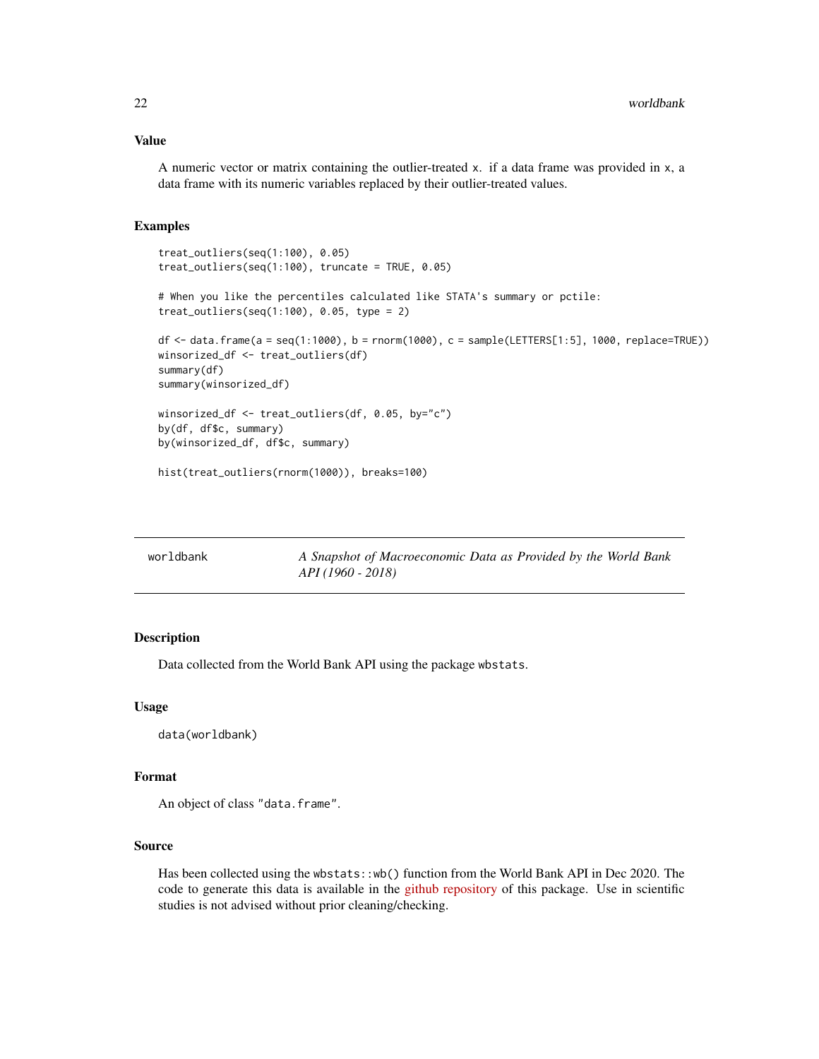### Value

A numeric vector or matrix containing the outlier-treated x. if a data frame was provided in x, a data frame with its numeric variables replaced by their outlier-treated values.

### Examples

```
treat_outliers(seq(1:100), 0.05)
treat_outliers(seq(1:100), truncate = TRUE, 0.05)

# When you like the percentiles calculated like STATA's summary or pctile:
treat_outliers(seq(1:100), 0.05, type = 2)

df <- data.frame(a = seq(1:1000), b = rnorm(1000), c = sample(LETTERS[1:5], 1000, replace=TRUE))
winsorized_df <- treat_outliers(df)
summary(df)
summary(winsorized_df)

winsorized_df <- treat_outliers(df, 0.05, by="c")
by(df, df$c, summary)
by(winsorized_df, df$c, summary)

hist(treat_outliers(rnorm(1000)), breaks=100)
```

---

## worldbank — *A Snapshot of Macroeconomic Data as Provided by the World Bank API (1960 - 2018)*

---

### Description

Data collected from the World Bank API using the package wbstats.

### Usage

```
data(worldbank)
```

### Format

An object of class "data.frame".

### Source

Has been collected using the wbstats::wb() function from the World Bank API in Dec 2020. The code to generate this data is available in the github repository of this package. Use in scientific studies is not advised without prior cleaning/checking.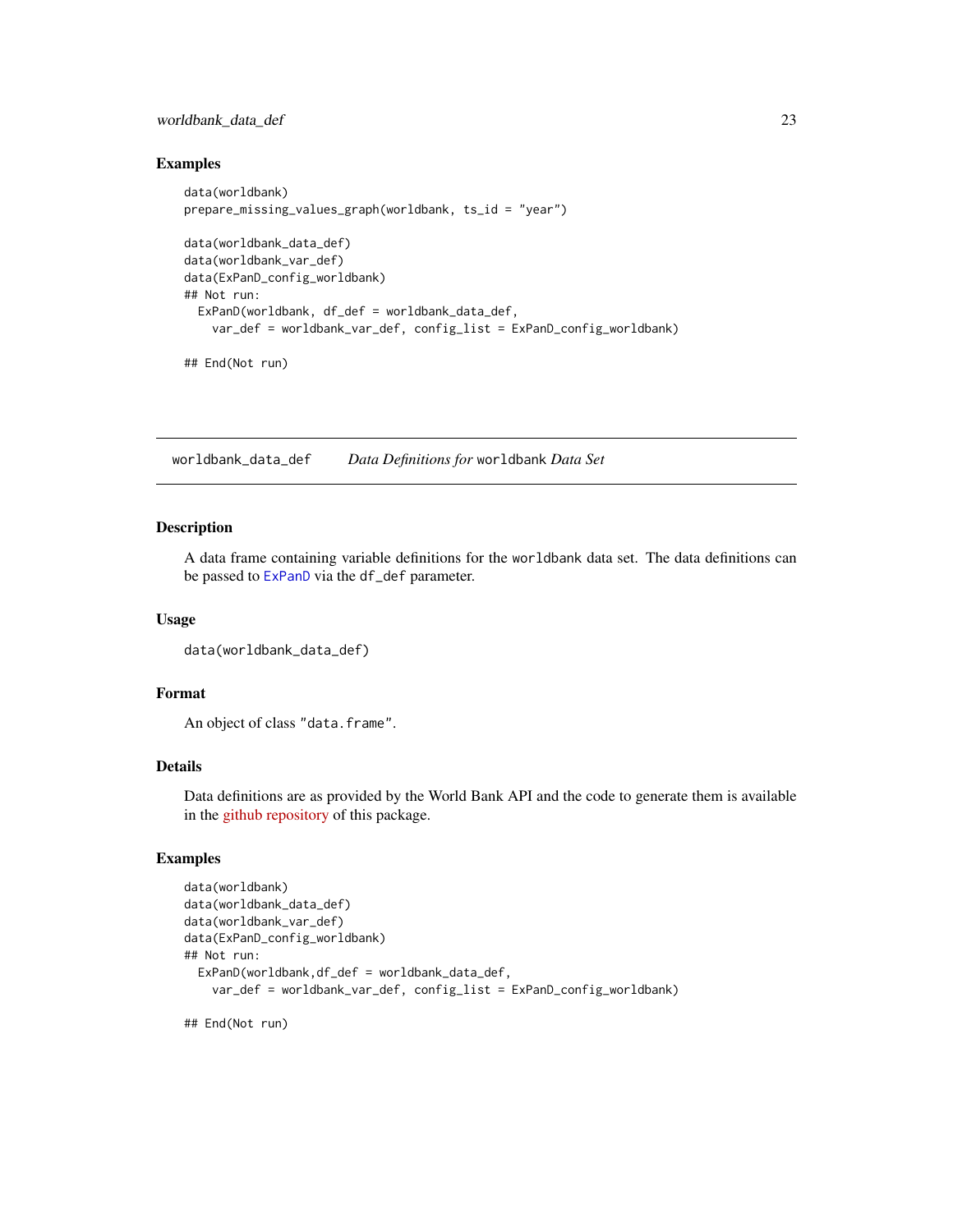### Examples

```
data(worldbank)
prepare_missing_values_graph(worldbank, ts_id = "year")

data(worldbank_data_def)
data(worldbank_var_def)
data(ExPanD_config_worldbank)
## Not run:
  ExPanD(worldbank, df_def = worldbank_data_def,
    var_def = worldbank_var_def, config_list = ExPanD_config_worldbank)

## End(Not run)
```

---

## worldbank_data_def    *Data Definitions for* worldbank *Data Set*

---

### Description

A data frame containing variable definitions for the worldbank data set. The data definitions can be passed to ExPanD via the df_def parameter.

### Usage

```
data(worldbank_data_def)
```

### Format

An object of class "data.frame".

### Details

Data definitions are as provided by the World Bank API and the code to generate them is available in the github repository of this package.

### Examples

```
data(worldbank)
data(worldbank_data_def)
data(worldbank_var_def)
data(ExPanD_config_worldbank)
## Not run:
  ExPanD(worldbank,df_def = worldbank_data_def,
    var_def = worldbank_var_def, config_list = ExPanD_config_worldbank)

## End(Not run)
```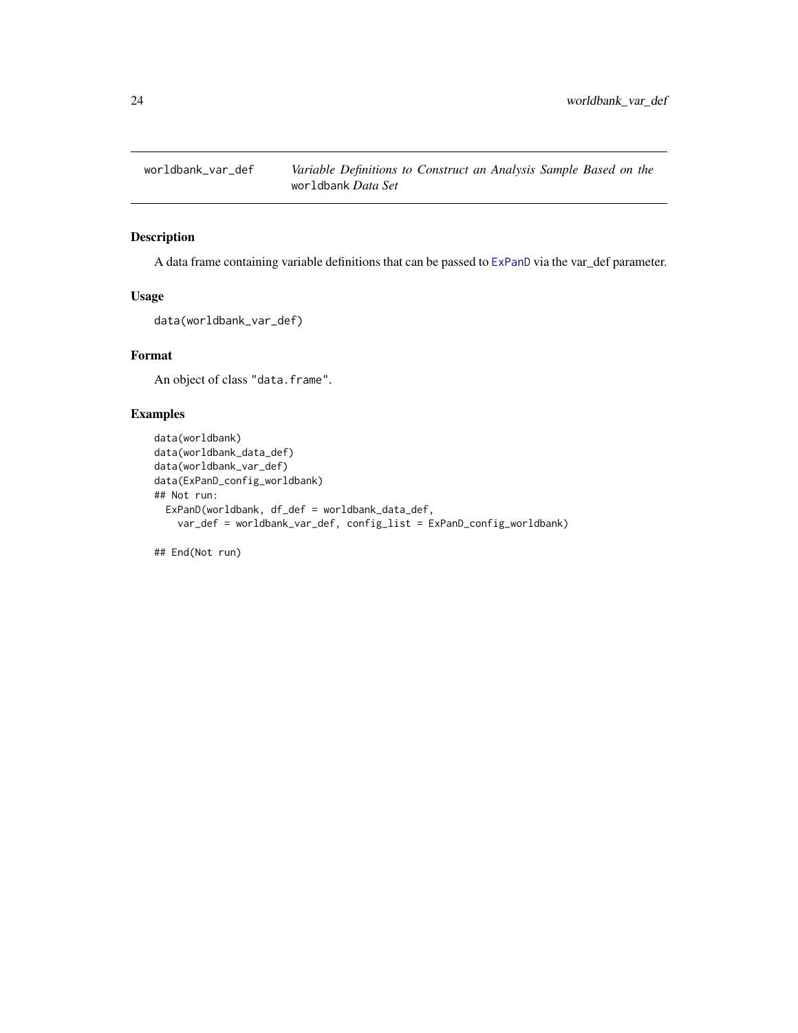## worldbank_var_def    *Variable Definitions to Construct an Analysis Sample Based on the* `worldbank` *Data Set*

### Description

A data frame containing variable definitions that can be passed to `ExPanD` via the var_def parameter.

### Usage

```
data(worldbank_var_def)
```

### Format

An object of class "data.frame".

### Examples

```
data(worldbank)
data(worldbank_data_def)
data(worldbank_var_def)
data(ExPanD_config_worldbank)
## Not run:
  ExPanD(worldbank, df_def = worldbank_data_def,
    var_def = worldbank_var_def, config_list = ExPanD_config_worldbank)

## End(Not run)
```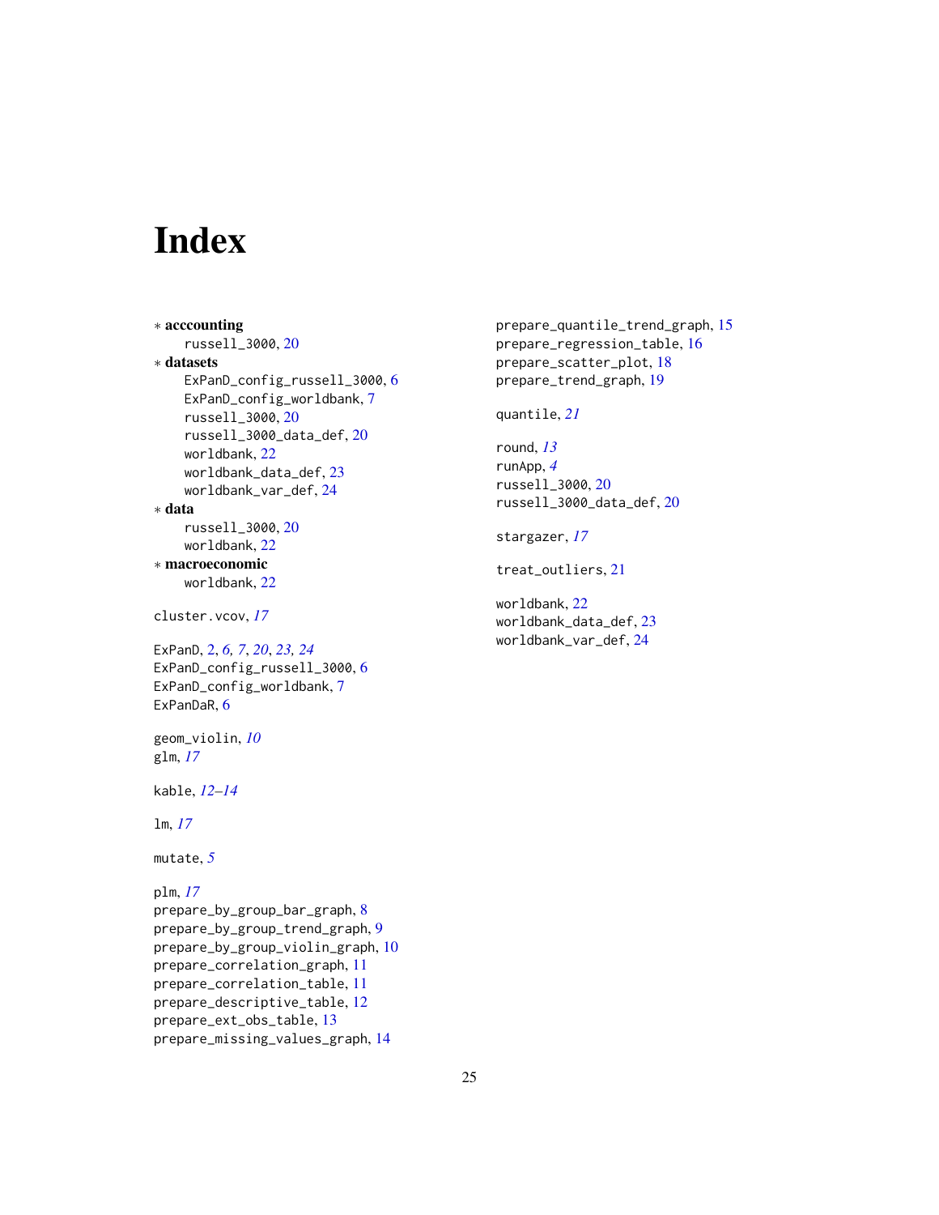# Index

* **acccounting**
    russell_3000, 20
* **datasets**
    ExPanD_config_russell_3000, 6
    ExPanD_config_worldbank, 7
    russell_3000, 20
    russell_3000_data_def, 20
    worldbank, 22
    worldbank_data_def, 23
    worldbank_var_def, 24
* **data**
    russell_3000, 20
    worldbank, 22
* **macroeconomic**
    worldbank, 22

cluster.vcov, *17*

ExPanD, 2, *6, 7*, *20*, *23, 24*
ExPanD_config_russell_3000, 6
ExPanD_config_worldbank, 7
ExPanDaR, 6

geom_violin, *10*
glm, *17*

kable, *12–14*

lm, *17*

mutate, *5*

plm, *17*
prepare_by_group_bar_graph, 8
prepare_by_group_trend_graph, 9
prepare_by_group_violin_graph, 10
prepare_correlation_graph, 11
prepare_correlation_table, 11
prepare_descriptive_table, 12
prepare_ext_obs_table, 13
prepare_missing_values_graph, 14
prepare_quantile_trend_graph, 15
prepare_regression_table, 16
prepare_scatter_plot, 18
prepare_trend_graph, 19

quantile, *21*

round, *13*
runApp, *4*
russell_3000, 20
russell_3000_data_def, 20

stargazer, *17*

treat_outliers, 21

worldbank, 22
worldbank_data_def, 23
worldbank_var_def, 24